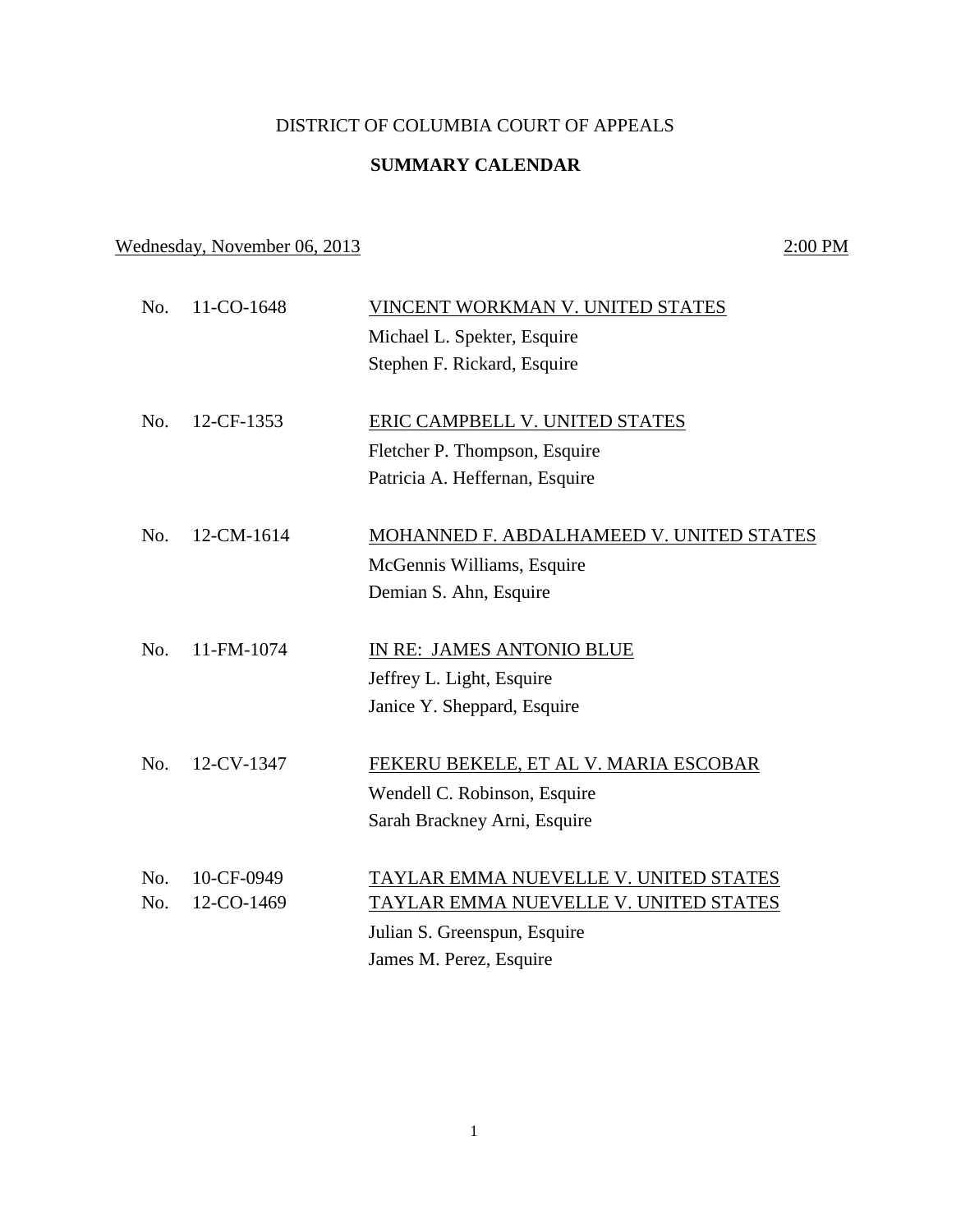DISTRICT OF COLUMBIA COURT OF APPEALS

**SUMMARY CALENDAR**

Wednesday, November 06, 2013 — 2:00 PM

No. 11-CO-1648 — VINCENT WORKMAN V. UNITED STATES
Michael L. Spekter, Esquire
Stephen F. Rickard, Esquire

No. 12-CF-1353 — ERIC CAMPBELL V. UNITED STATES
Fletcher P. Thompson, Esquire
Patricia A. Heffernan, Esquire

No. 12-CM-1614 — MOHANNED F. ABDALHAMEED V. UNITED STATES
McGennis Williams, Esquire
Demian S. Ahn, Esquire

No. 11-FM-1074 — IN RE: JAMES ANTONIO BLUE
Jeffrey L. Light, Esquire
Janice Y. Sheppard, Esquire

No. 12-CV-1347 — FEKERU BEKELE, ET AL V. MARIA ESCOBAR
Wendell C. Robinson, Esquire
Sarah Brackney Arni, Esquire

No. 10-CF-0949 — TAYLAR EMMA NUEVELLE V. UNITED STATES
No. 12-CO-1469 — TAYLAR EMMA NUEVELLE V. UNITED STATES
Julian S. Greenspun, Esquire
James M. Perez, Esquire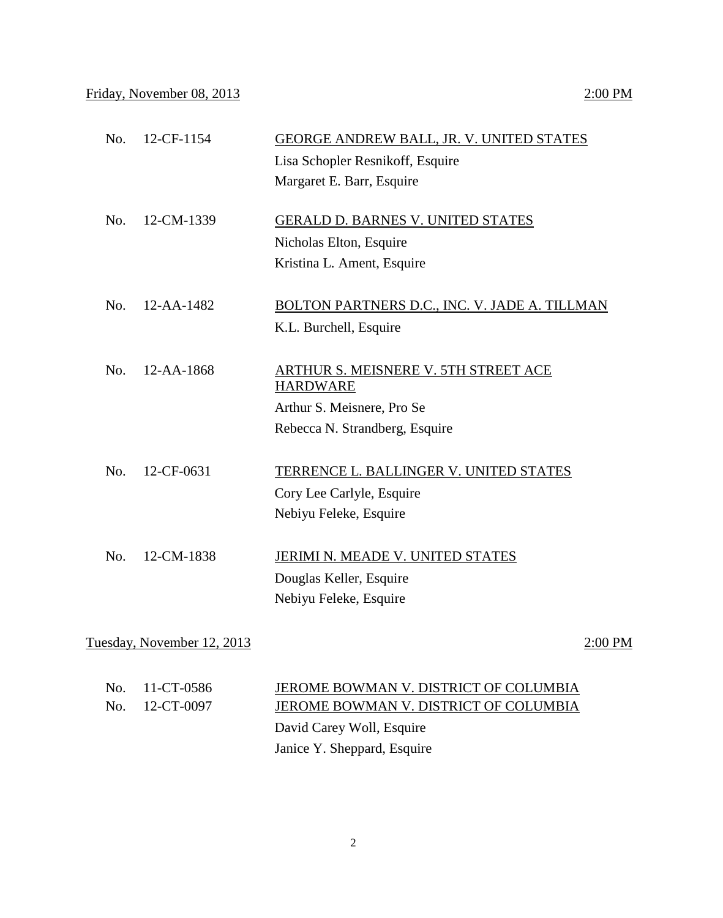Friday, November 08, 2013 — 2:00 PM

No. 12-CF-1154 — GEORGE ANDREW BALL, JR. V. UNITED STATES
Lisa Schopler Resnikoff, Esquire
Margaret E. Barr, Esquire

No. 12-CM-1339 — GERALD D. BARNES V. UNITED STATES
Nicholas Elton, Esquire
Kristina L. Ament, Esquire

No. 12-AA-1482 — BOLTON PARTNERS D.C., INC. V. JADE A. TILLMAN
K.L. Burchell, Esquire

No. 12-AA-1868 — ARTHUR S. MEISNERE V. 5TH STREET ACE HARDWARE
Arthur S. Meisnere, Pro Se
Rebecca N. Strandberg, Esquire

No. 12-CF-0631 — TERRENCE L. BALLINGER V. UNITED STATES
Cory Lee Carlyle, Esquire
Nebiyu Feleke, Esquire

No. 12-CM-1838 — JERIMI N. MEADE V. UNITED STATES
Douglas Keller, Esquire
Nebiyu Feleke, Esquire

Tuesday, November 12, 2013 — 2:00 PM

No. 11-CT-0586 — JEROME BOWMAN V. DISTRICT OF COLUMBIA
No. 12-CT-0097 — JEROME BOWMAN V. DISTRICT OF COLUMBIA
David Carey Woll, Esquire
Janice Y. Sheppard, Esquire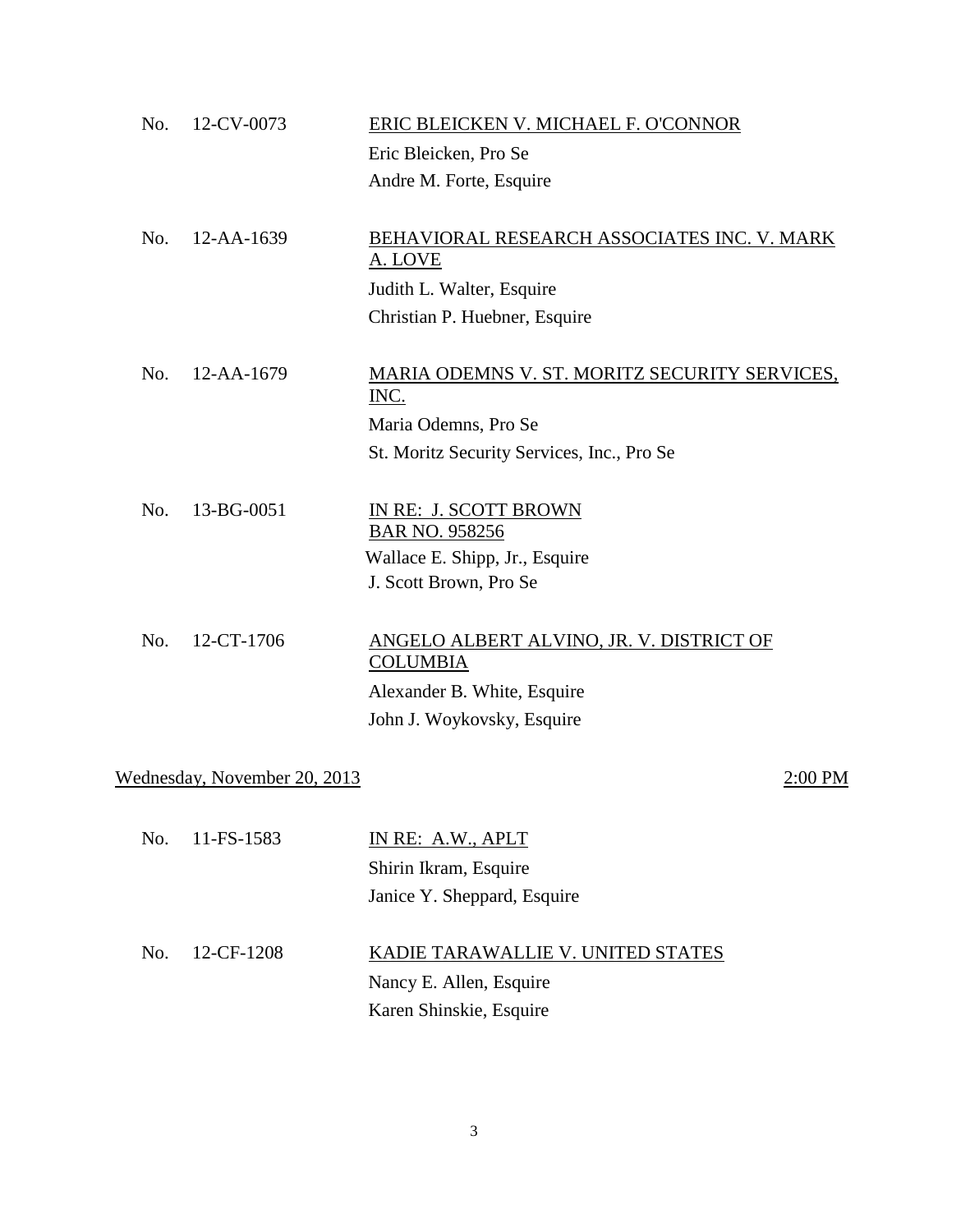No. 12-CV-0073 ERIC BLEICKEN V. MICHAEL F. O'CONNOR

Eric Bleicken, Pro Se

Andre M. Forte, Esquire

No. 12-AA-1639 BEHAVIORAL RESEARCH ASSOCIATES INC. V. MARK A. LOVE

Judith L. Walter, Esquire

Christian P. Huebner, Esquire

No. 12-AA-1679 MARIA ODEMNS V. ST. MORITZ SECURITY SERVICES, INC.

Maria Odemns, Pro Se

St. Moritz Security Services, Inc., Pro Se

No. 13-BG-0051 IN RE: J. SCOTT BROWN BAR NO. 958256

Wallace E. Shipp, Jr., Esquire

J. Scott Brown, Pro Se

No. 12-CT-1706 ANGELO ALBERT ALVINO, JR. V. DISTRICT OF COLUMBIA

Alexander B. White, Esquire

John J. Woykovsky, Esquire

## Wednesday, November 20, 2013 — 2:00 PM

No. 11-FS-1583 IN RE: A.W., APLT

Shirin Ikram, Esquire

Janice Y. Sheppard, Esquire

No. 12-CF-1208 KADIE TARAWALLIE V. UNITED STATES

Nancy E. Allen, Esquire

Karen Shinskie, Esquire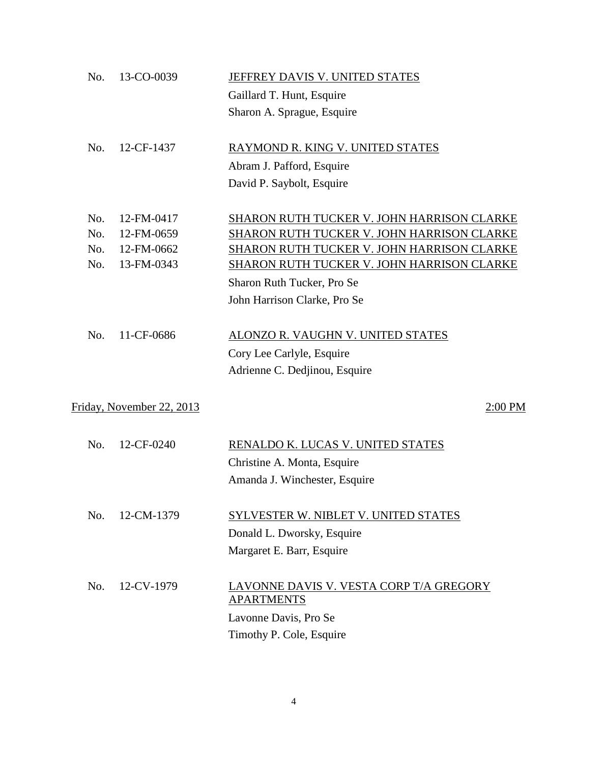No. 13-CO-0039 — <u>JEFFREY DAVIS V. UNITED STATES</u>

Gaillard T. Hunt, Esquire
Sharon A. Sprague, Esquire

No. 12-CF-1437 — <u>RAYMOND R. KING V. UNITED STATES</u>

Abram J. Pafford, Esquire
David P. Saybolt, Esquire

No. 12-FM-0417 — <u>SHARON RUTH TUCKER V. JOHN HARRISON CLARKE</u>
No. 12-FM-0659 — <u>SHARON RUTH TUCKER V. JOHN HARRISON CLARKE</u>
No. 12-FM-0662 — <u>SHARON RUTH TUCKER V. JOHN HARRISON CLARKE</u>
No. 13-FM-0343 — <u>SHARON RUTH TUCKER V. JOHN HARRISON CLARKE</u>

Sharon Ruth Tucker, Pro Se
John Harrison Clarke, Pro Se

No. 11-CF-0686 — <u>ALONZO R. VAUGHN V. UNITED STATES</u>

Cory Lee Carlyle, Esquire
Adrienne C. Dedjinou, Esquire

## <u>Friday, November 22, 2013</u> — <u>2:00 PM</u>

No. 12-CF-0240 — <u>RENALDO K. LUCAS V. UNITED STATES</u>

Christine A. Monta, Esquire
Amanda J. Winchester, Esquire

No. 12-CM-1379 — <u>SYLVESTER W. NIBLET V. UNITED STATES</u>

Donald L. Dworsky, Esquire
Margaret E. Barr, Esquire

No. 12-CV-1979 — <u>LAVONNE DAVIS V. VESTA CORP T/A GREGORY APARTMENTS</u>

Lavonne Davis, Pro Se
Timothy P. Cole, Esquire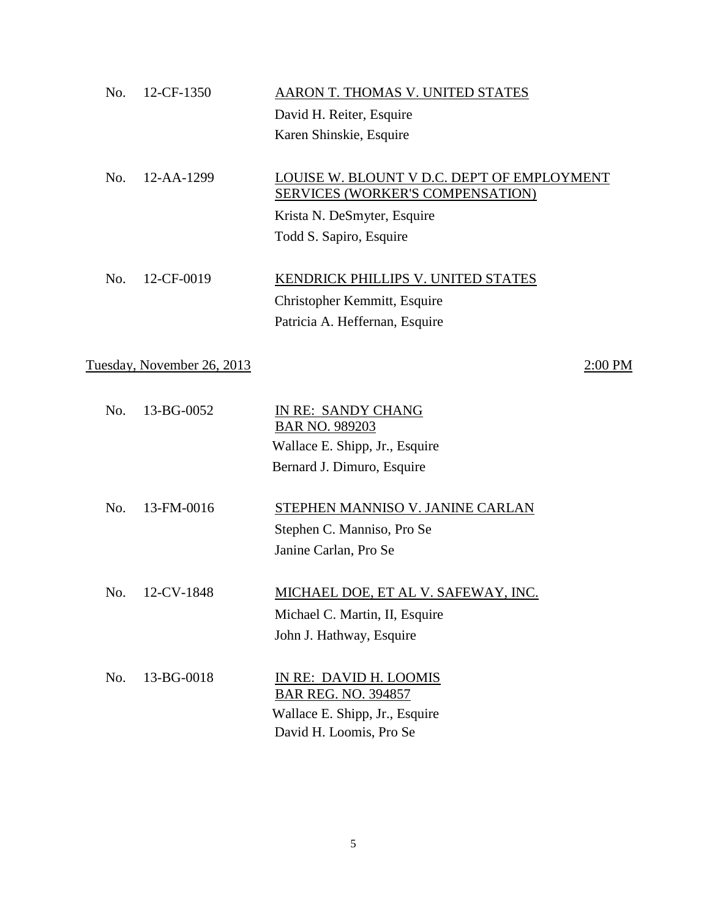No. 12-CF-1350 — AARON T. THOMAS V. UNITED STATES
David H. Reiter, Esquire
Karen Shinskie, Esquire

No. 12-AA-1299 — LOUISE W. BLOUNT V D.C. DEP'T OF EMPLOYMENT SERVICES (WORKER'S COMPENSATION)
Krista N. DeSmyter, Esquire
Todd S. Sapiro, Esquire

No. 12-CF-0019 — KENDRICK PHILLIPS V. UNITED STATES
Christopher Kemmitt, Esquire
Patricia A. Heffernan, Esquire

## Tuesday, November 26, 2013 — 2:00 PM

No. 13-BG-0052 — IN RE: SANDY CHANG BAR NO. 989203
Wallace E. Shipp, Jr., Esquire
Bernard J. Dimuro, Esquire

No. 13-FM-0016 — STEPHEN MANNISO V. JANINE CARLAN
Stephen C. Manniso, Pro Se
Janine Carlan, Pro Se

No. 12-CV-1848 — MICHAEL DOE, ET AL V. SAFEWAY, INC.
Michael C. Martin, II, Esquire
John J. Hathway, Esquire

No. 13-BG-0018 — IN RE: DAVID H. LOOMIS BAR REG. NO. 394857
Wallace E. Shipp, Jr., Esquire
David H. Loomis, Pro Se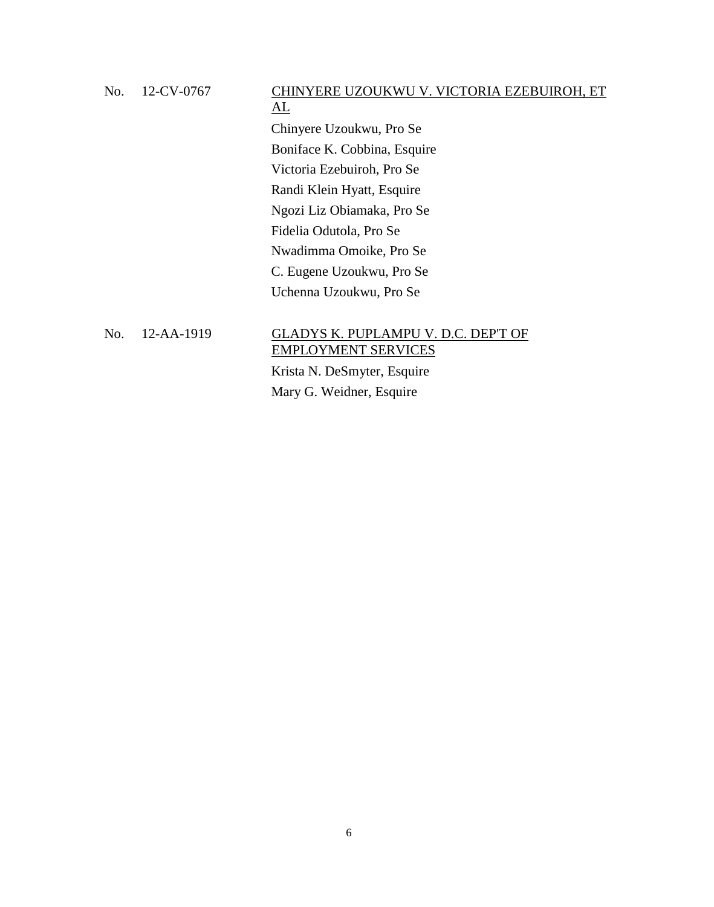No. 12-CV-0767 <u>CHINYERE UZOUKWU V. VICTORIA EZEBUIROH, ET AL</u>

Chinyere Uzoukwu, Pro Se
Boniface K. Cobbina, Esquire
Victoria Ezebuiroh, Pro Se
Randi Klein Hyatt, Esquire
Ngozi Liz Obiamaka, Pro Se
Fidelia Odutola, Pro Se
Nwadimma Omoike, Pro Se
C. Eugene Uzoukwu, Pro Se
Uchenna Uzoukwu, Pro Se

No. 12-AA-1919 <u>GLADYS K. PUPLAMPU V. D.C. DEP'T OF EMPLOYMENT SERVICES</u>

Krista N. DeSmyter, Esquire
Mary G. Weidner, Esquire